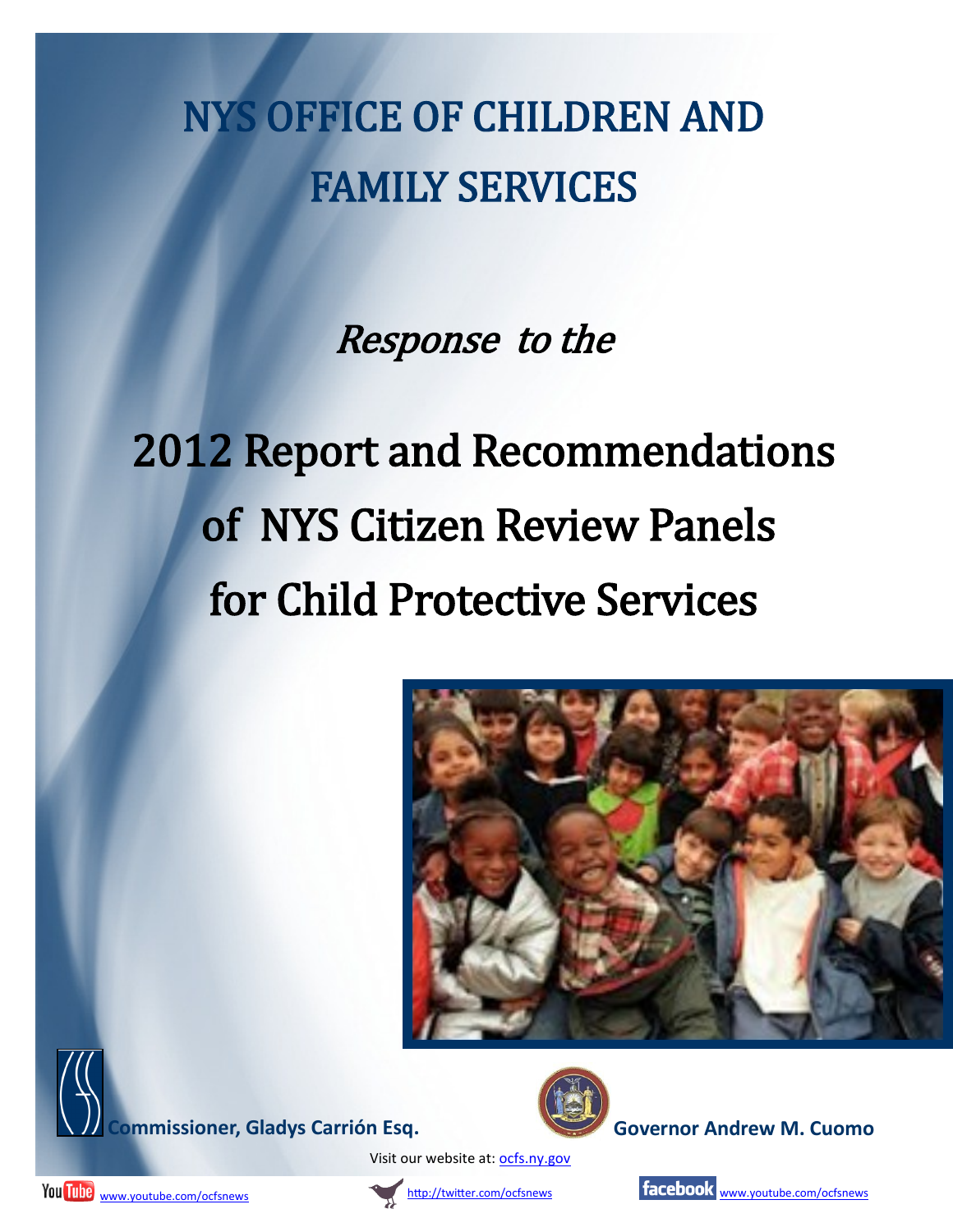# NYS OFFICE OF CHILDREN AND FAMILY SERVICES

*Response to the*

# 2012 Report and Recommendations of NYS Citizen Review Panels for Child Protective Services

**Commissioner, Gladys Carrión Esq.**

**Governor Andrew M. Cuomo**

Visit our website at: [ocfs.ny.gov](ocfs.ny.gov)

YouTube [www.youtube.com/ocfsnews](www.youtube.com/ocfsnews)

[http://twitter.com/ocfsnews](http://twitter.com/ocfsnews)

facebook [www.youtube.com/ocfsnews](www.youtube.com/ocfsnews)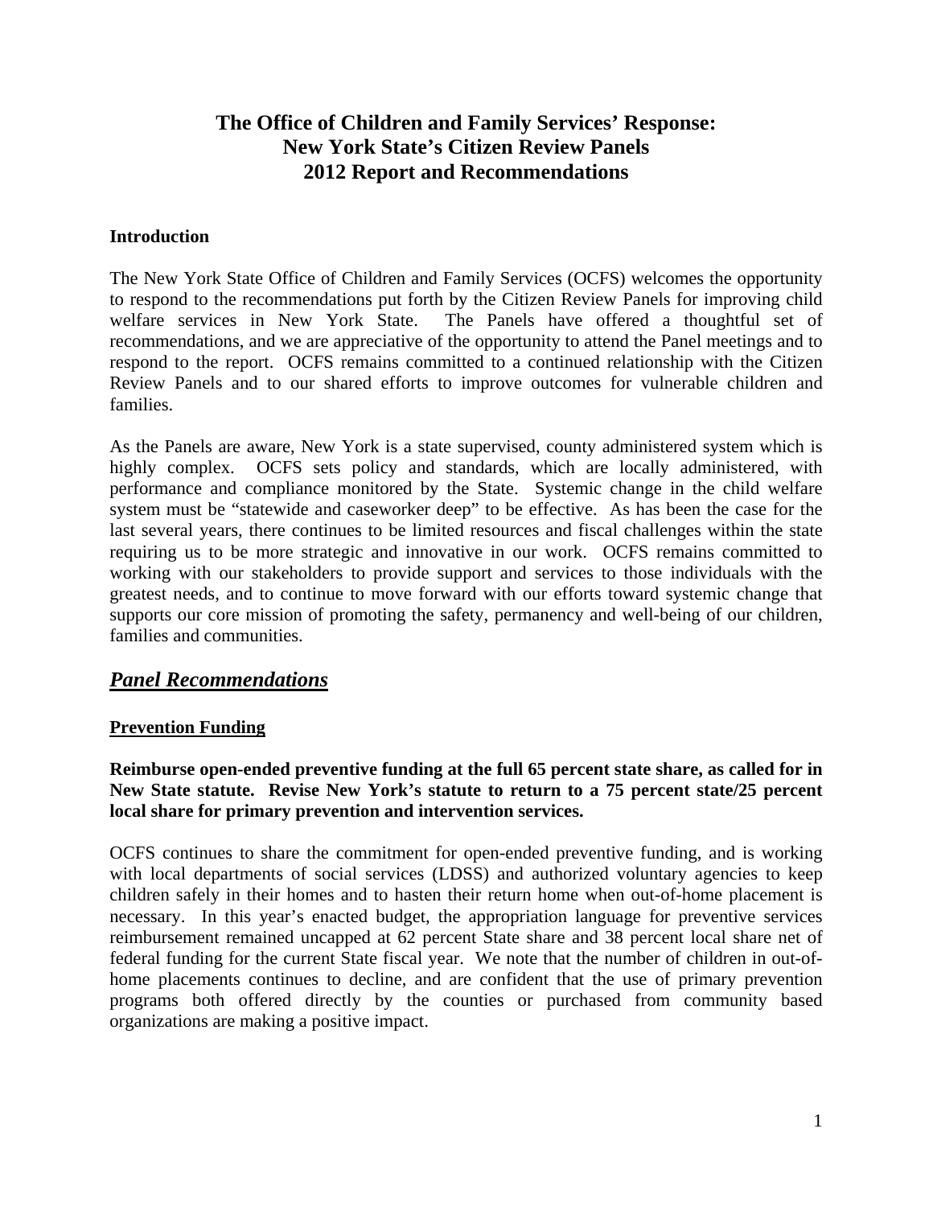# The Office of Children and Family Services' Response: New York State's Citizen Review Panels 2012 Report and Recommendations

### Introduction

The New York State Office of Children and Family Services (OCFS) welcomes the opportunity to respond to the recommendations put forth by the Citizen Review Panels for improving child welfare services in New York State. The Panels have offered a thoughtful set of recommendations, and we are appreciative of the opportunity to attend the Panel meetings and to respond to the report. OCFS remains committed to a continued relationship with the Citizen Review Panels and to our shared efforts to improve outcomes for vulnerable children and families.

As the Panels are aware, New York is a state supervised, county administered system which is highly complex. OCFS sets policy and standards, which are locally administered, with performance and compliance monitored by the State. Systemic change in the child welfare system must be "statewide and caseworker deep" to be effective. As has been the case for the last several years, there continues to be limited resources and fiscal challenges within the state requiring us to be more strategic and innovative in our work. OCFS remains committed to working with our stakeholders to provide support and services to those individuals with the greatest needs, and to continue to move forward with our efforts toward systemic change that supports our core mission of promoting the safety, permanency and well-being of our children, families and communities.

## ***Panel Recommendations***

### Prevention Funding

**Reimburse open-ended preventive funding at the full 65 percent state share, as called for in New State statute. Revise New York's statute to return to a 75 percent state/25 percent local share for primary prevention and intervention services.**

OCFS continues to share the commitment for open-ended preventive funding, and is working with local departments of social services (LDSS) and authorized voluntary agencies to keep children safely in their homes and to hasten their return home when out-of-home placement is necessary. In this year's enacted budget, the appropriation language for preventive services reimbursement remained uncapped at 62 percent State share and 38 percent local share net of federal funding for the current State fiscal year. We note that the number of children in out-of-home placements continues to decline, and are confident that the use of primary prevention programs both offered directly by the counties or purchased from community based organizations are making a positive impact.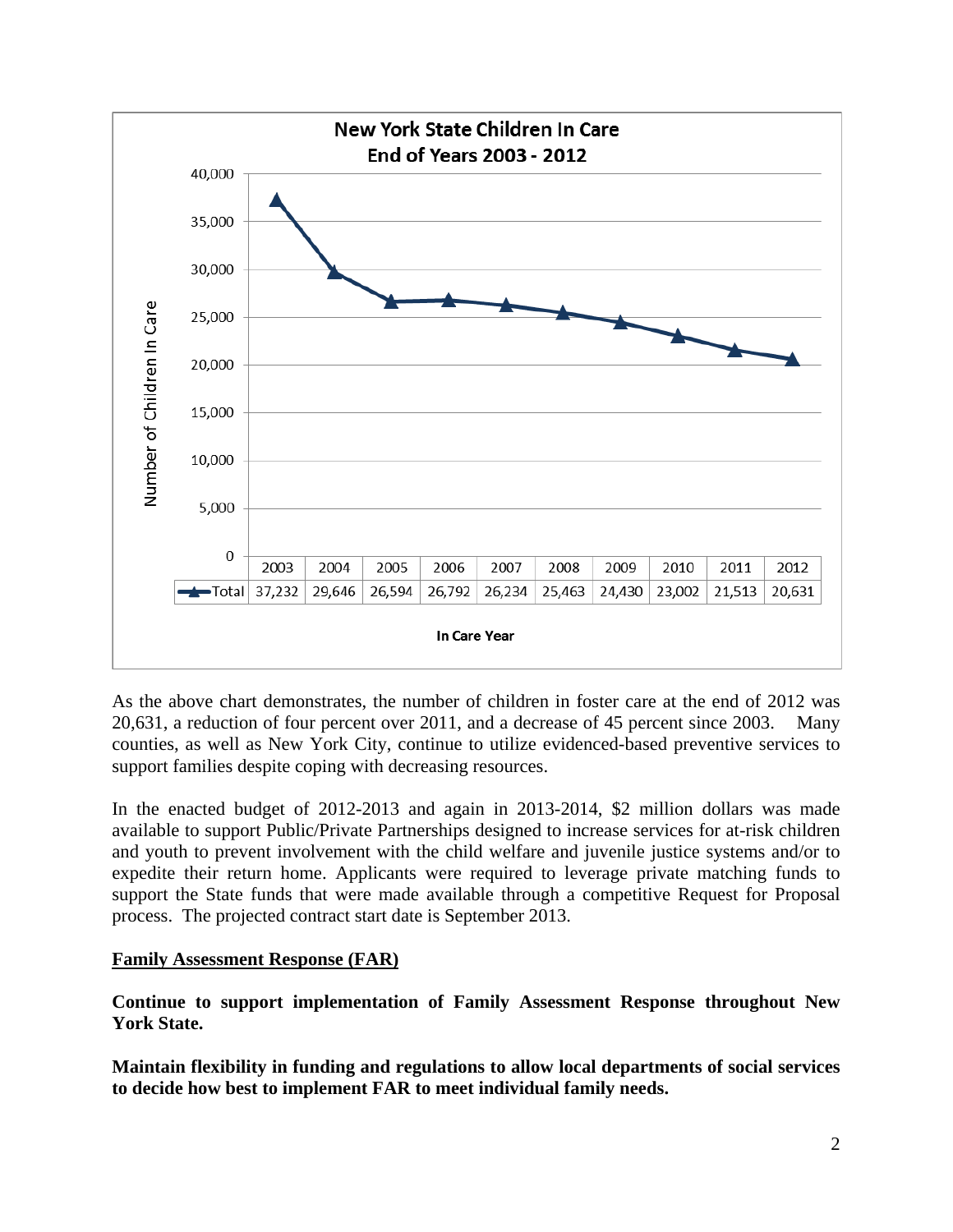**New York State Children In Care**
**End of Years 2003 - 2012**

| In Care Year | 2003 | 2004 | 2005 | 2006 | 2007 | 2008 | 2009 | 2010 | 2011 | 2012 |
|---|---|---|---|---|---|---|---|---|---|---|
| Total | 37,232 | 29,646 | 26,594 | 26,792 | 26,234 | 25,463 | 24,430 | 23,002 | 21,513 | 20,631 |

As the above chart demonstrates, the number of children in foster care at the end of 2012 was 20,631, a reduction of four percent over 2011, and a decrease of 45 percent since 2003. Many counties, as well as New York City, continue to utilize evidenced-based preventive services to support families despite coping with decreasing resources.

In the enacted budget of 2012-2013 and again in 2013-2014, $2 million dollars was made available to support Public/Private Partnerships designed to increase services for at-risk children and youth to prevent involvement with the child welfare and juvenile justice systems and/or to expedite their return home. Applicants were required to leverage private matching funds to support the State funds that were made available through a competitive Request for Proposal process. The projected contract start date is September 2013.

## Family Assessment Response (FAR)

**Continue to support implementation of Family Assessment Response throughout New York State.**

**Maintain flexibility in funding and regulations to allow local departments of social services to decide how best to implement FAR to meet individual family needs.**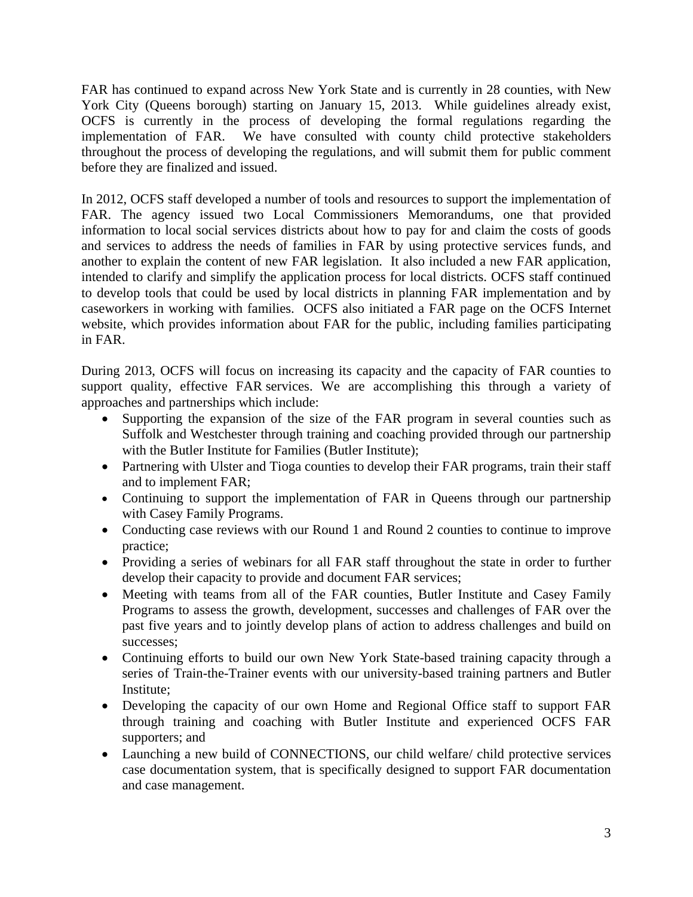FAR has continued to expand across New York State and is currently in 28 counties, with New York City (Queens borough) starting on January 15, 2013. While guidelines already exist, OCFS is currently in the process of developing the formal regulations regarding the implementation of FAR. We have consulted with county child protective stakeholders throughout the process of developing the regulations, and will submit them for public comment before they are finalized and issued.

In 2012, OCFS staff developed a number of tools and resources to support the implementation of FAR. The agency issued two Local Commissioners Memorandums, one that provided information to local social services districts about how to pay for and claim the costs of goods and services to address the needs of families in FAR by using protective services funds, and another to explain the content of new FAR legislation. It also included a new FAR application, intended to clarify and simplify the application process for local districts. OCFS staff continued to develop tools that could be used by local districts in planning FAR implementation and by caseworkers in working with families. OCFS also initiated a FAR page on the OCFS Internet website, which provides information about FAR for the public, including families participating in FAR.

During 2013, OCFS will focus on increasing its capacity and the capacity of FAR counties to support quality, effective FAR services. We are accomplishing this through a variety of approaches and partnerships which include:

- Supporting the expansion of the size of the FAR program in several counties such as Suffolk and Westchester through training and coaching provided through our partnership with the Butler Institute for Families (Butler Institute);
- Partnering with Ulster and Tioga counties to develop their FAR programs, train their staff and to implement FAR;
- Continuing to support the implementation of FAR in Queens through our partnership with Casey Family Programs.
- Conducting case reviews with our Round 1 and Round 2 counties to continue to improve practice;
- Providing a series of webinars for all FAR staff throughout the state in order to further develop their capacity to provide and document FAR services;
- Meeting with teams from all of the FAR counties, Butler Institute and Casey Family Programs to assess the growth, development, successes and challenges of FAR over the past five years and to jointly develop plans of action to address challenges and build on successes;
- Continuing efforts to build our own New York State-based training capacity through a series of Train-the-Trainer events with our university-based training partners and Butler Institute;
- Developing the capacity of our own Home and Regional Office staff to support FAR through training and coaching with Butler Institute and experienced OCFS FAR supporters; and
- Launching a new build of CONNECTIONS, our child welfare/ child protective services case documentation system, that is specifically designed to support FAR documentation and case management.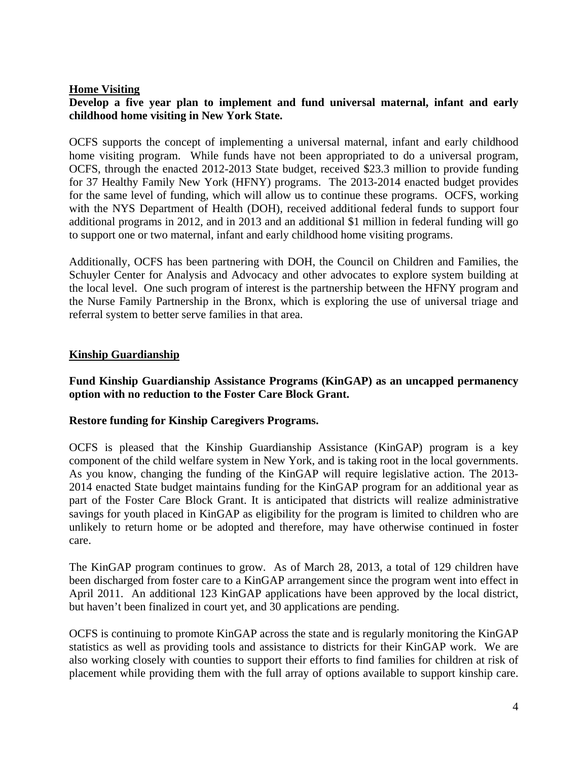## Home Visiting

**Develop a five year plan to implement and fund universal maternal, infant and early childhood home visiting in New York State.**

OCFS supports the concept of implementing a universal maternal, infant and early childhood home visiting program. While funds have not been appropriated to do a universal program, OCFS, through the enacted 2012-2013 State budget, received $23.3 million to provide funding for 37 Healthy Family New York (HFNY) programs. The 2013-2014 enacted budget provides for the same level of funding, which will allow us to continue these programs. OCFS, working with the NYS Department of Health (DOH), received additional federal funds to support four additional programs in 2012, and in 2013 and an additional $1 million in federal funding will go to support one or two maternal, infant and early childhood home visiting programs.

Additionally, OCFS has been partnering with DOH, the Council on Children and Families, the Schuyler Center for Analysis and Advocacy and other advocates to explore system building at the local level. One such program of interest is the partnership between the HFNY program and the Nurse Family Partnership in the Bronx, which is exploring the use of universal triage and referral system to better serve families in that area.

## Kinship Guardianship

**Fund Kinship Guardianship Assistance Programs (KinGAP) as an uncapped permanency option with no reduction to the Foster Care Block Grant.**

**Restore funding for Kinship Caregivers Programs.**

OCFS is pleased that the Kinship Guardianship Assistance (KinGAP) program is a key component of the child welfare system in New York, and is taking root in the local governments. As you know, changing the funding of the KinGAP will require legislative action. The 2013-2014 enacted State budget maintains funding for the KinGAP program for an additional year as part of the Foster Care Block Grant. It is anticipated that districts will realize administrative savings for youth placed in KinGAP as eligibility for the program is limited to children who are unlikely to return home or be adopted and therefore, may have otherwise continued in foster care.

The KinGAP program continues to grow. As of March 28, 2013, a total of 129 children have been discharged from foster care to a KinGAP arrangement since the program went into effect in April 2011. An additional 123 KinGAP applications have been approved by the local district, but haven't been finalized in court yet, and 30 applications are pending.

OCFS is continuing to promote KinGAP across the state and is regularly monitoring the KinGAP statistics as well as providing tools and assistance to districts for their KinGAP work. We are also working closely with counties to support their efforts to find families for children at risk of placement while providing them with the full array of options available to support kinship care.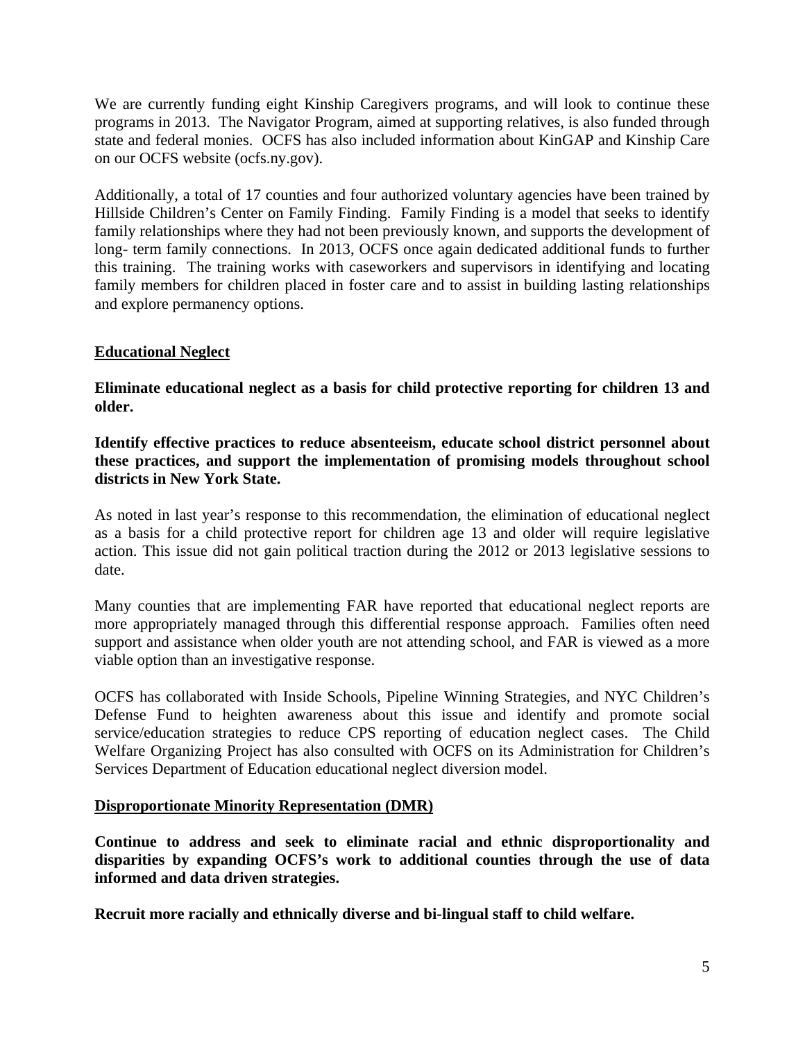We are currently funding eight Kinship Caregivers programs, and will look to continue these programs in 2013. The Navigator Program, aimed at supporting relatives, is also funded through state and federal monies. OCFS has also included information about KinGAP and Kinship Care on our OCFS website (ocfs.ny.gov).

Additionally, a total of 17 counties and four authorized voluntary agencies have been trained by Hillside Children's Center on Family Finding. Family Finding is a model that seeks to identify family relationships where they had not been previously known, and supports the development of long- term family connections. In 2013, OCFS once again dedicated additional funds to further this training. The training works with caseworkers and supervisors in identifying and locating family members for children placed in foster care and to assist in building lasting relationships and explore permanency options.

**Educational Neglect**

**Eliminate educational neglect as a basis for child protective reporting for children 13 and older.**

**Identify effective practices to reduce absenteeism, educate school district personnel about these practices, and support the implementation of promising models throughout school districts in New York State.**

As noted in last year's response to this recommendation, the elimination of educational neglect as a basis for a child protective report for children age 13 and older will require legislative action. This issue did not gain political traction during the 2012 or 2013 legislative sessions to date.

Many counties that are implementing FAR have reported that educational neglect reports are more appropriately managed through this differential response approach. Families often need support and assistance when older youth are not attending school, and FAR is viewed as a more viable option than an investigative response.

OCFS has collaborated with Inside Schools, Pipeline Winning Strategies, and NYC Children's Defense Fund to heighten awareness about this issue and identify and promote social service/education strategies to reduce CPS reporting of education neglect cases. The Child Welfare Organizing Project has also consulted with OCFS on its Administration for Children's Services Department of Education educational neglect diversion model.

**Disproportionate Minority Representation (DMR)**

**Continue to address and seek to eliminate racial and ethnic disproportionality and disparities by expanding OCFS's work to additional counties through the use of data informed and data driven strategies.**

**Recruit more racially and ethnically diverse and bi-lingual staff to child welfare.**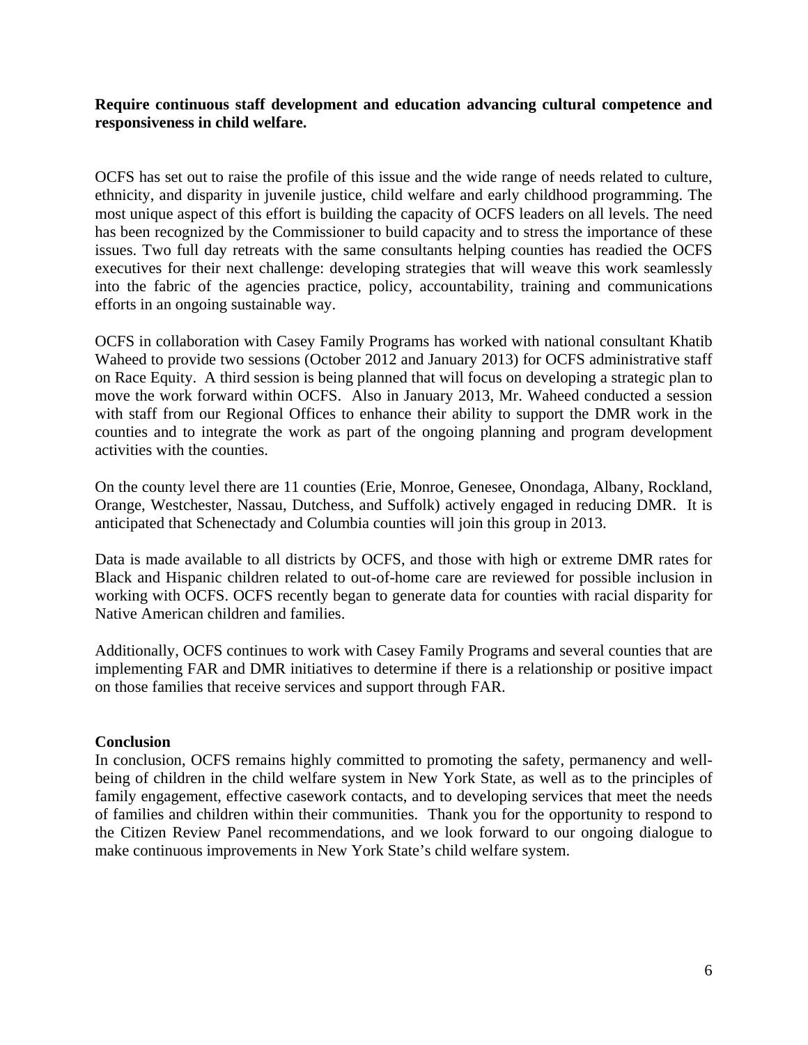**Require continuous staff development and education advancing cultural competence and responsiveness in child welfare.**

OCFS has set out to raise the profile of this issue and the wide range of needs related to culture, ethnicity, and disparity in juvenile justice, child welfare and early childhood programming. The most unique aspect of this effort is building the capacity of OCFS leaders on all levels. The need has been recognized by the Commissioner to build capacity and to stress the importance of these issues. Two full day retreats with the same consultants helping counties has readied the OCFS executives for their next challenge: developing strategies that will weave this work seamlessly into the fabric of the agencies practice, policy, accountability, training and communications efforts in an ongoing sustainable way.

OCFS in collaboration with Casey Family Programs has worked with national consultant Khatib Waheed to provide two sessions (October 2012 and January 2013) for OCFS administrative staff on Race Equity. A third session is being planned that will focus on developing a strategic plan to move the work forward within OCFS. Also in January 2013, Mr. Waheed conducted a session with staff from our Regional Offices to enhance their ability to support the DMR work in the counties and to integrate the work as part of the ongoing planning and program development activities with the counties.

On the county level there are 11 counties (Erie, Monroe, Genesee, Onondaga, Albany, Rockland, Orange, Westchester, Nassau, Dutchess, and Suffolk) actively engaged in reducing DMR. It is anticipated that Schenectady and Columbia counties will join this group in 2013.

Data is made available to all districts by OCFS, and those with high or extreme DMR rates for Black and Hispanic children related to out-of-home care are reviewed for possible inclusion in working with OCFS. OCFS recently began to generate data for counties with racial disparity for Native American children and families.

Additionally, OCFS continues to work with Casey Family Programs and several counties that are implementing FAR and DMR initiatives to determine if there is a relationship or positive impact on those families that receive services and support through FAR.

**Conclusion**

In conclusion, OCFS remains highly committed to promoting the safety, permanency and well-being of children in the child welfare system in New York State, as well as to the principles of family engagement, effective casework contacts, and to developing services that meet the needs of families and children within their communities. Thank you for the opportunity to respond to the Citizen Review Panel recommendations, and we look forward to our ongoing dialogue to make continuous improvements in New York State's child welfare system.